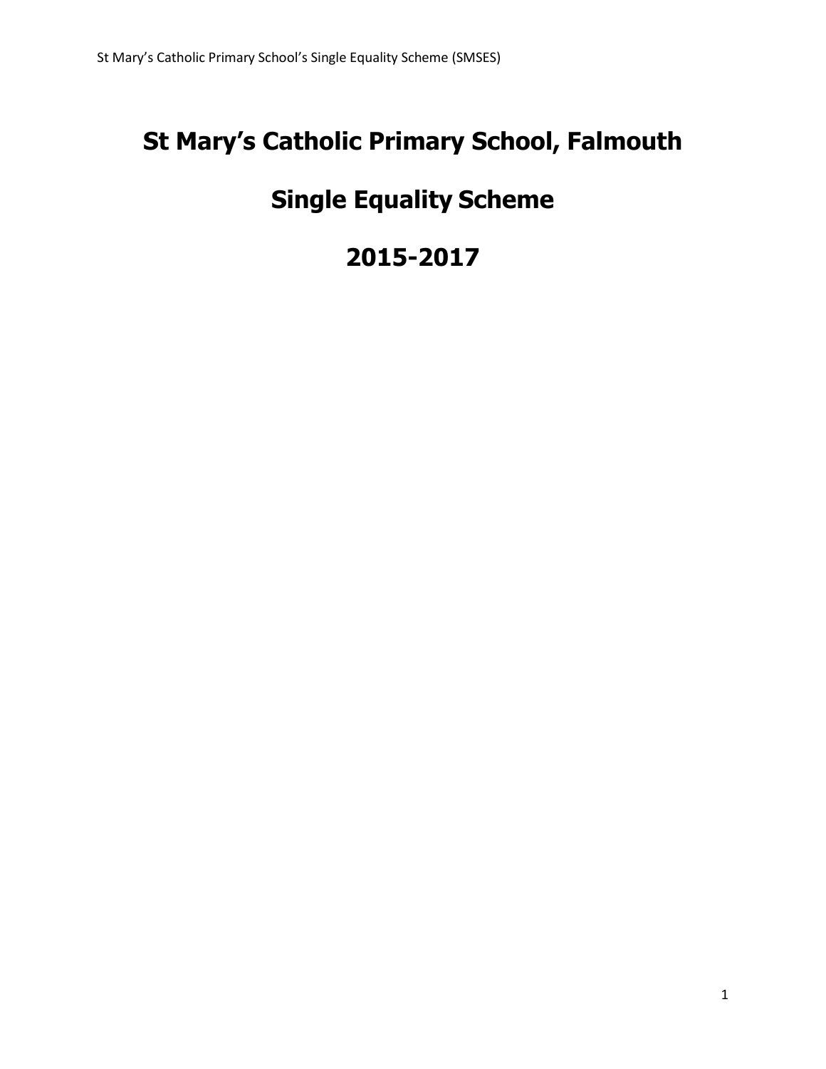# St Mary's Catholic Primary School, Falmouth

# Single Equality Scheme

# 2015-2017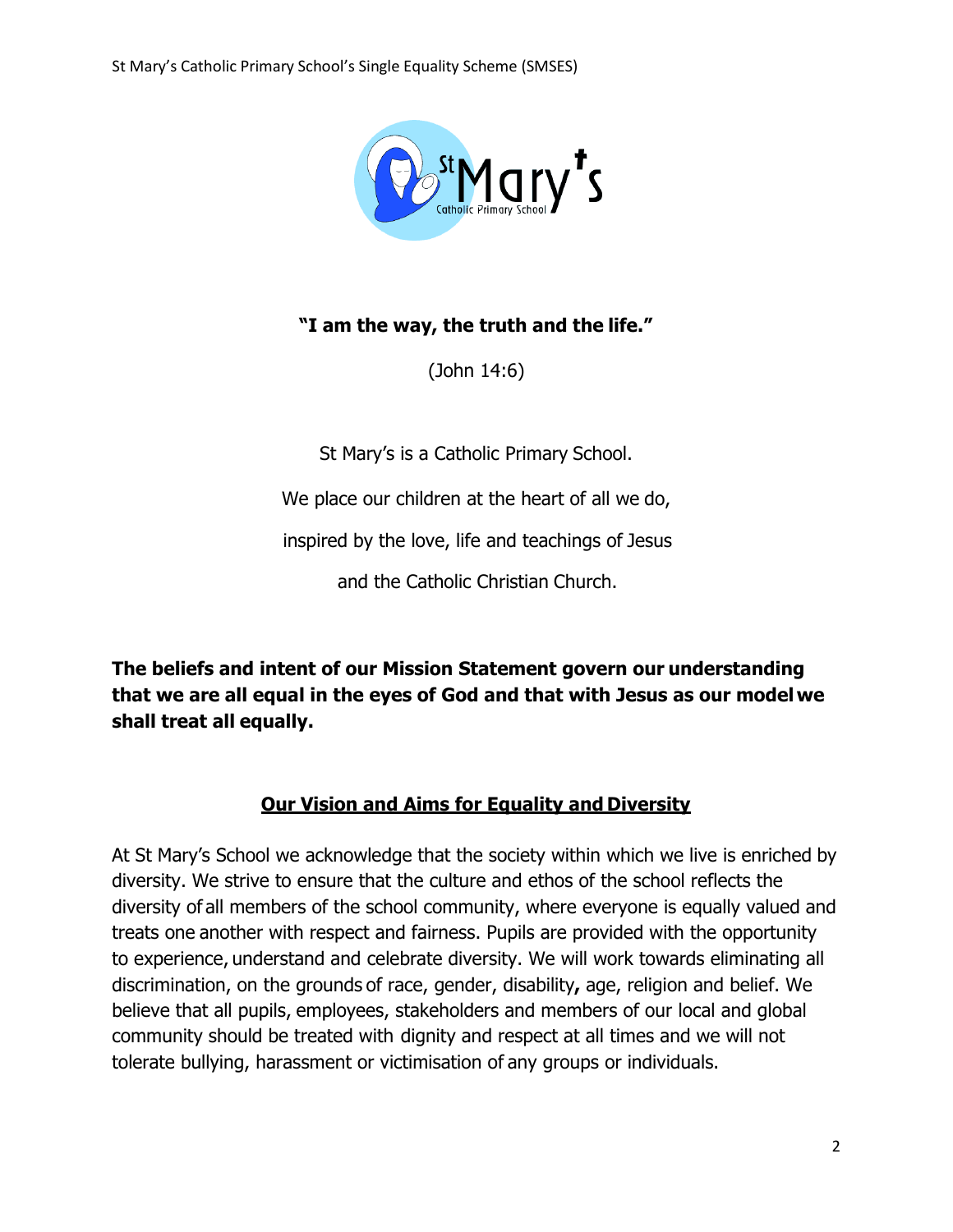**"I am the way, the truth and the life."**

(John 14:6)

St Mary's is a Catholic Primary School.

We place our children at the heart of all we do,

inspired by the love, life and teachings of Jesus

and the Catholic Christian Church.

**The beliefs and intent of our Mission Statement govern our understanding that we are all equal in the eyes of God and that with Jesus as our model we shall treat all equally.**

## Our Vision and Aims for Equality and Diversity

At St Mary's School we acknowledge that the society within which we live is enriched by diversity. We strive to ensure that the culture and ethos of the school reflects the diversity of all members of the school community, where everyone is equally valued and treats one another with respect and fairness. Pupils are provided with the opportunity to experience, understand and celebrate diversity. We will work towards eliminating all discrimination, on the grounds of race, gender, disability**,** age, religion and belief. We believe that all pupils, employees, stakeholders and members of our local and global community should be treated with dignity and respect at all times and we will not tolerate bullying, harassment or victimisation of any groups or individuals.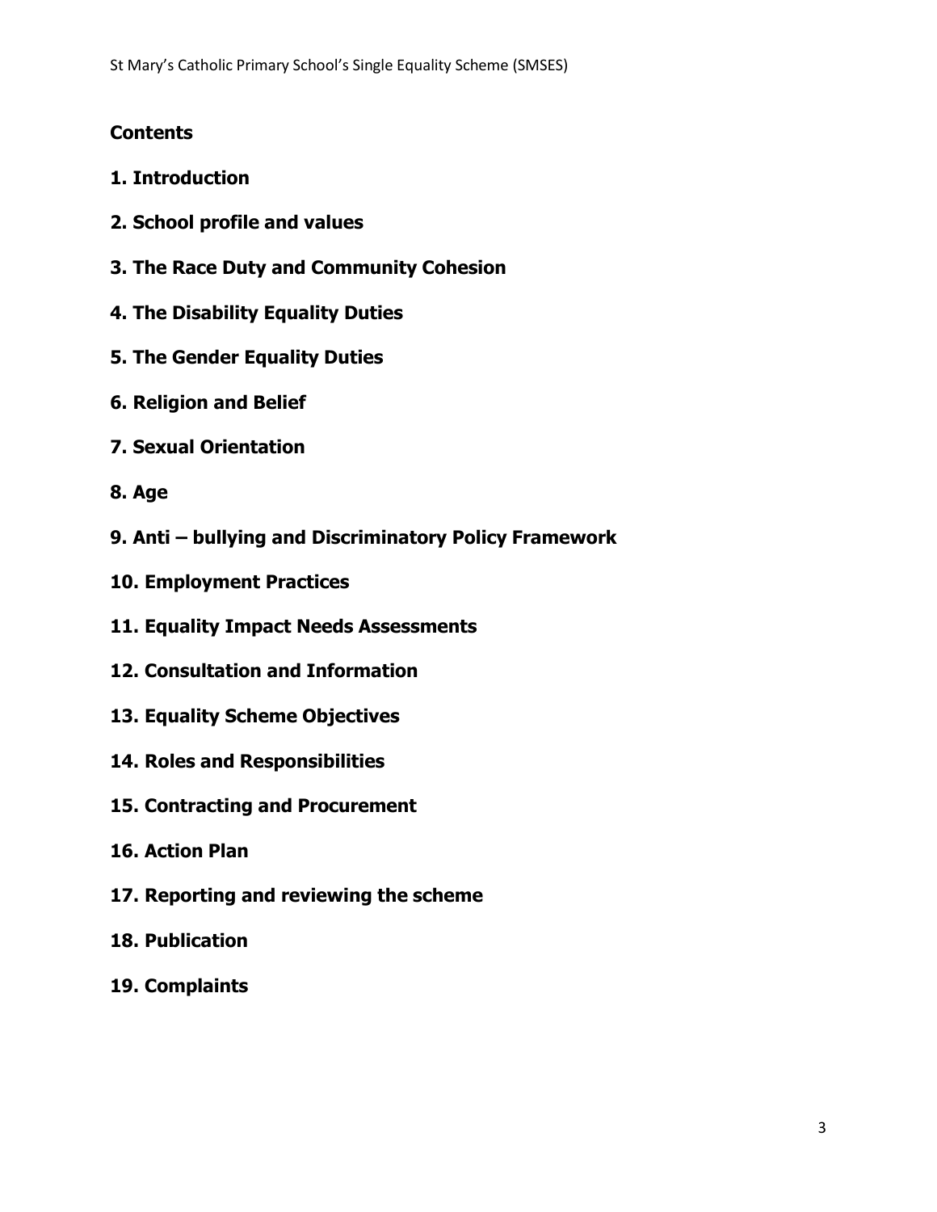## Contents

**1. Introduction**

**2. School profile and values**

**3. The Race Duty and Community Cohesion**

**4. The Disability Equality Duties**

**5. The Gender Equality Duties**

**6. Religion and Belief**

**7. Sexual Orientation**

**8. Age**

**9. Anti – bullying and Discriminatory Policy Framework**

**10. Employment Practices**

**11. Equality Impact Needs Assessments**

**12. Consultation and Information**

**13. Equality Scheme Objectives**

**14. Roles and Responsibilities**

**15. Contracting and Procurement**

**16. Action Plan**

**17. Reporting and reviewing the scheme**

**18. Publication**

**19. Complaints**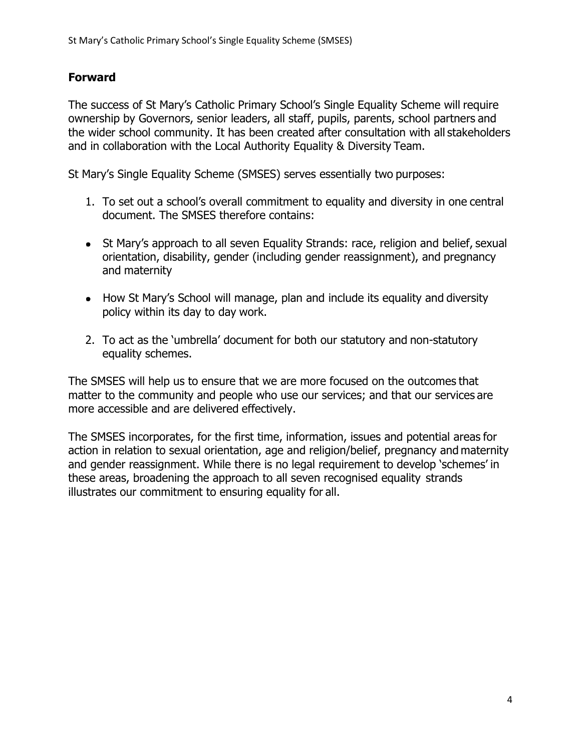## Forward

The success of St Mary's Catholic Primary School's Single Equality Scheme will require ownership by Governors, senior leaders, all staff, pupils, parents, school partners and the wider school community. It has been created after consultation with all stakeholders and in collaboration with the Local Authority Equality & Diversity Team.

St Mary's Single Equality Scheme (SMSES) serves essentially two purposes:

1. To set out a school's overall commitment to equality and diversity in one central document. The SMSES therefore contains:

- St Mary's approach to all seven Equality Strands: race, religion and belief, sexual orientation, disability, gender (including gender reassignment), and pregnancy and maternity
- How St Mary's School will manage, plan and include its equality and diversity policy within its day to day work.

2. To act as the 'umbrella' document for both our statutory and non-statutory equality schemes.

The SMSES will help us to ensure that we are more focused on the outcomes that matter to the community and people who use our services; and that our services are more accessible and are delivered effectively.

The SMSES incorporates, for the first time, information, issues and potential areas for action in relation to sexual orientation, age and religion/belief, pregnancy and maternity and gender reassignment. While there is no legal requirement to develop 'schemes' in these areas, broadening the approach to all seven recognised equality strands illustrates our commitment to ensuring equality for all.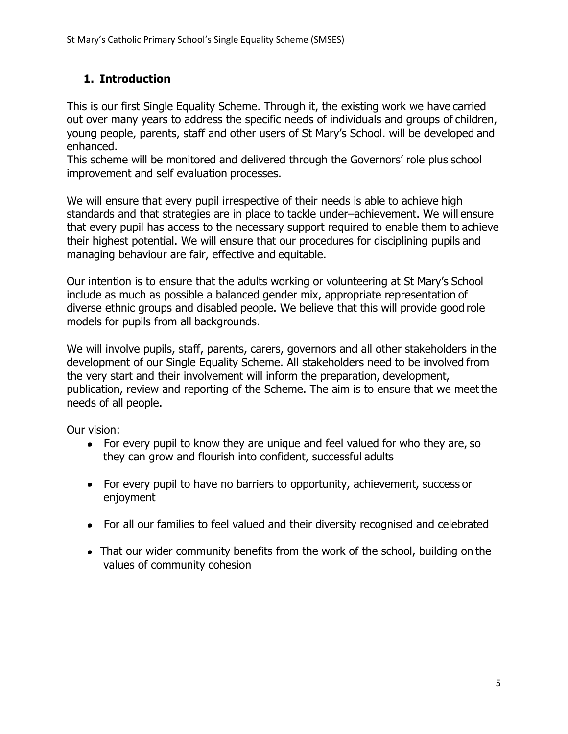## 1. Introduction

This is our first Single Equality Scheme. Through it, the existing work we have carried out over many years to address the specific needs of individuals and groups of children, young people, parents, staff and other users of St Mary's School. will be developed and enhanced.
This scheme will be monitored and delivered through the Governors' role plus school improvement and self evaluation processes.

We will ensure that every pupil irrespective of their needs is able to achieve high standards and that strategies are in place to tackle under–achievement. We will ensure that every pupil has access to the necessary support required to enable them to achieve their highest potential. We will ensure that our procedures for disciplining pupils and managing behaviour are fair, effective and equitable.

Our intention is to ensure that the adults working or volunteering at St Mary's School include as much as possible a balanced gender mix, appropriate representation of diverse ethnic groups and disabled people. We believe that this will provide good role models for pupils from all backgrounds.

We will involve pupils, staff, parents, carers, governors and all other stakeholders in the development of our Single Equality Scheme. All stakeholders need to be involved from the very start and their involvement will inform the preparation, development, publication, review and reporting of the Scheme. The aim is to ensure that we meet the needs of all people.

Our vision:

- For every pupil to know they are unique and feel valued for who they are, so they can grow and flourish into confident, successful adults
- For every pupil to have no barriers to opportunity, achievement, success or enjoyment
- For all our families to feel valued and their diversity recognised and celebrated
- That our wider community benefits from the work of the school, building on the values of community cohesion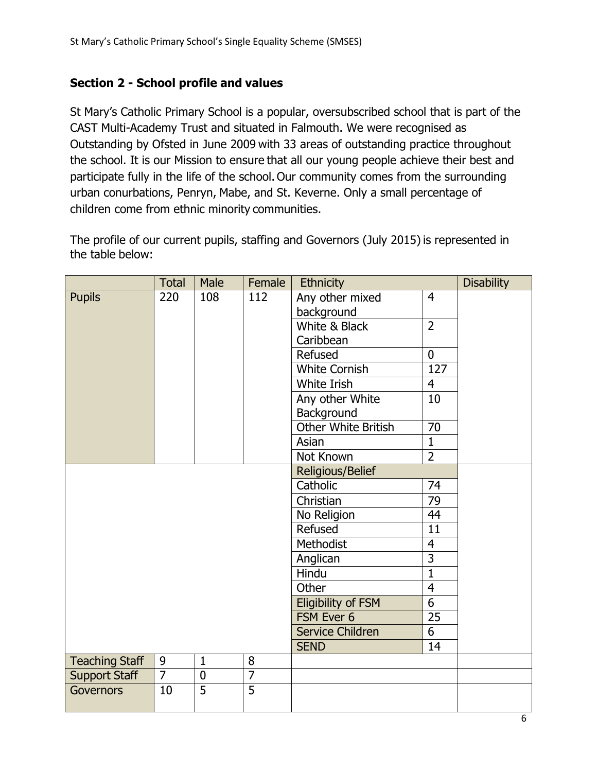## Section 2 - School profile and values

St Mary's Catholic Primary School is a popular, oversubscribed school that is part of the CAST Multi-Academy Trust and situated in Falmouth. We were recognised as Outstanding by Ofsted in June 2009 with 33 areas of outstanding practice throughout the school. It is our Mission to ensure that all our young people achieve their best and participate fully in the life of the school. Our community comes from the surrounding urban conurbations, Penryn, Mabe, and St. Keverne. Only a small percentage of children come from ethnic minority communities.

The profile of our current pupils, staffing and Governors (July 2015) is represented in the table below:

| | Total | Male | Female | Ethnicity | | Disability |
|---|---|---|---|---|---|---|
| Pupils | 220 | 108 | 112 | Any other mixed background | 4 | |
| | | | | White & Black Caribbean | 2 | |
| | | | | Refused | 0 | |
| | | | | White Cornish | 127 | |
| | | | | White Irish | 4 | |
| | | | | Any other White Background | 10 | |
| | | | | Other White British | 70 | |
| | | | | Asian | 1 | |
| | | | | Not Known | 2 | |
| | | | | Religious/Belief | | |
| | | | | Catholic | 74 | |
| | | | | Christian | 79 | |
| | | | | No Religion | 44 | |
| | | | | Refused | 11 | |
| | | | | Methodist | 4 | |
| | | | | Anglican | 3 | |
| | | | | Hindu | 1 | |
| | | | | Other | 4 | |
| | | | | Eligibility of FSM | 6 | |
| | | | | FSM Ever 6 | 25 | |
| | | | | Service Children | 6 | |
| | | | | SEND | 14 | |
| Teaching Staff | 9 | 1 | 8 | | | |
| Support Staff | 7 | 0 | 7 | | | |
| Governors | 10 | 5 | 5 | | | |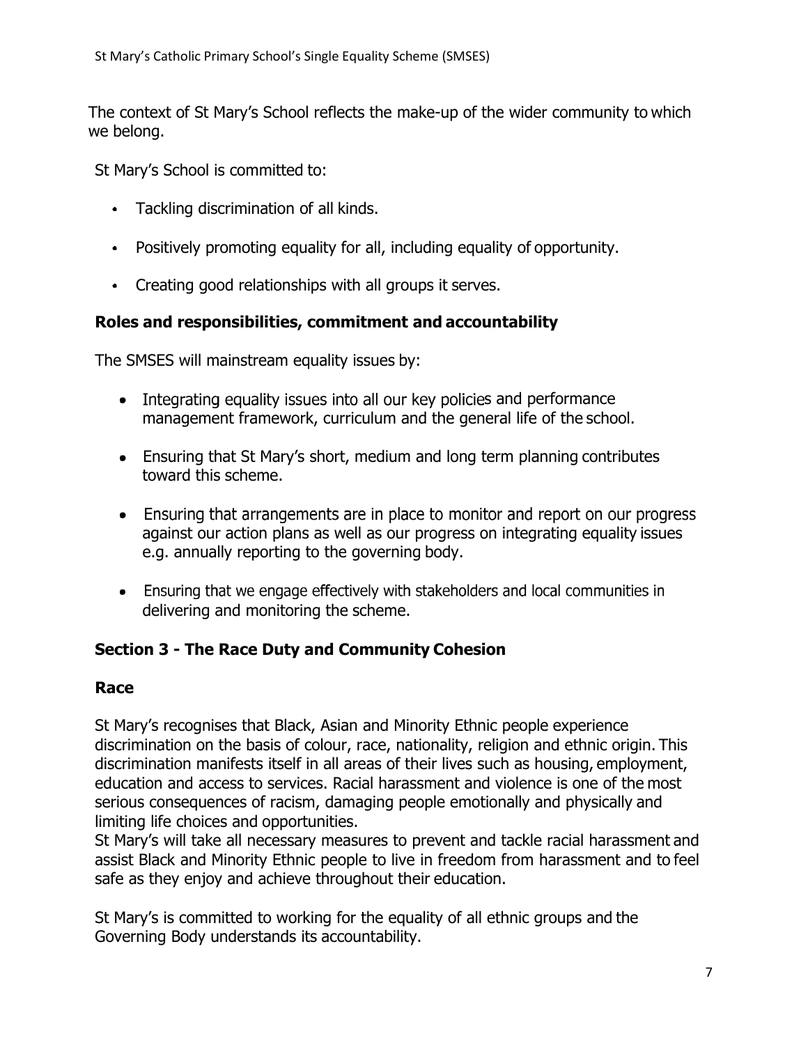The context of St Mary's School reflects the make-up of the wider community to which we belong.

St Mary's School is committed to:

- Tackling discrimination of all kinds.
- Positively promoting equality for all, including equality of opportunity.
- Creating good relationships with all groups it serves.

## Roles and responsibilities, commitment and accountability

The SMSES will mainstream equality issues by:

- Integrating equality issues into all our key policies and performance management framework, curriculum and the general life of the school.
- Ensuring that St Mary's short, medium and long term planning contributes toward this scheme.
- Ensuring that arrangements are in place to monitor and report on our progress against our action plans as well as our progress on integrating equality issues e.g. annually reporting to the governing body.
- Ensuring that we engage effectively with stakeholders and local communities in delivering and monitoring the scheme.

## Section 3 - The Race Duty and Community Cohesion

### Race

St Mary's recognises that Black, Asian and Minority Ethnic people experience discrimination on the basis of colour, race, nationality, religion and ethnic origin. This discrimination manifests itself in all areas of their lives such as housing, employment, education and access to services. Racial harassment and violence is one of the most serious consequences of racism, damaging people emotionally and physically and limiting life choices and opportunities.
St Mary's will take all necessary measures to prevent and tackle racial harassment and assist Black and Minority Ethnic people to live in freedom from harassment and to feel safe as they enjoy and achieve throughout their education.

St Mary's is committed to working for the equality of all ethnic groups and the Governing Body understands its accountability.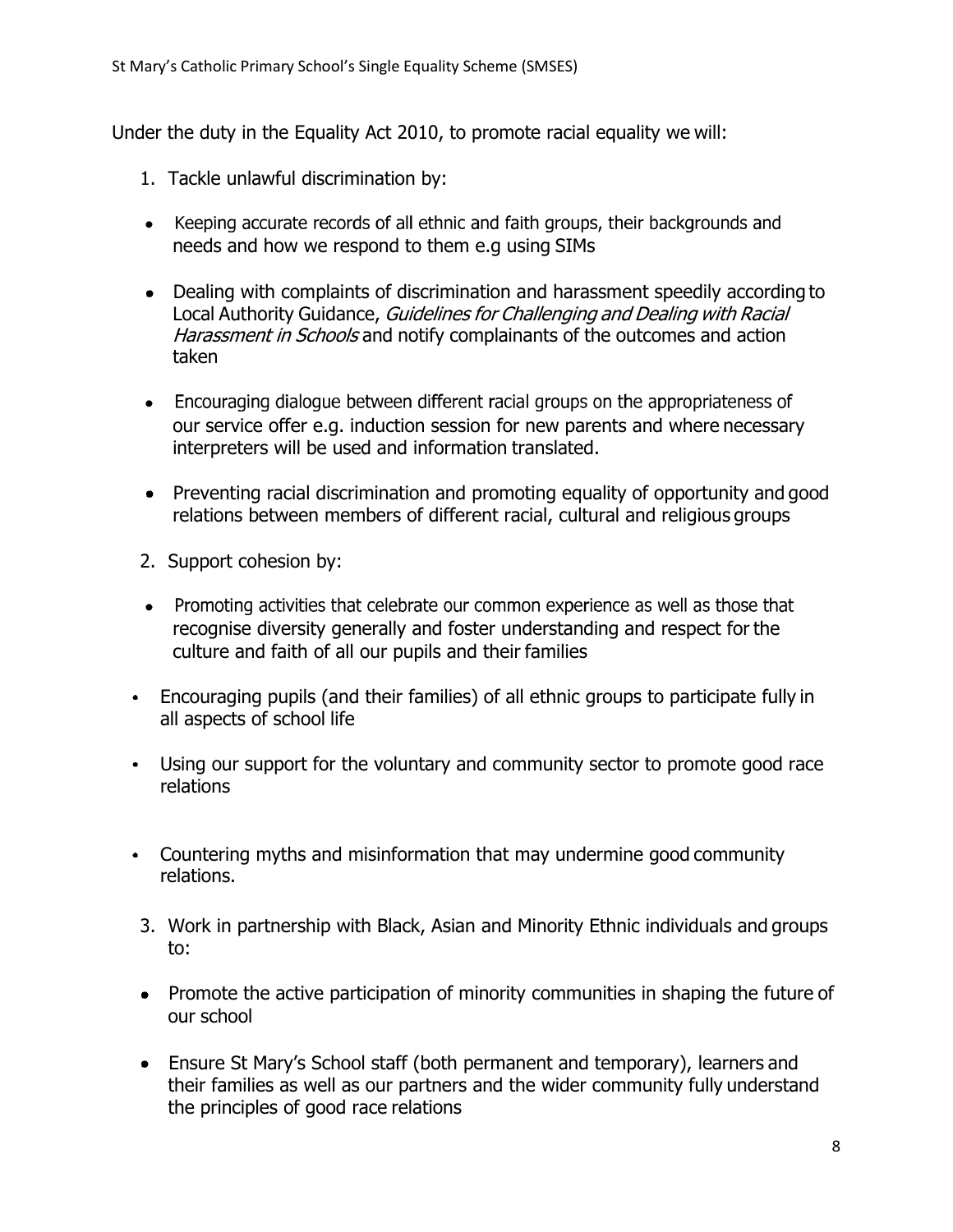Under the duty in the Equality Act 2010, to promote racial equality we will:

1. Tackle unlawful discrimination by:

- Keeping accurate records of all ethnic and faith groups, their backgrounds and needs and how we respond to them e.g using SIMs
- Dealing with complaints of discrimination and harassment speedily according to Local Authority Guidance, *Guidelines for Challenging and Dealing with Racial Harassment in Schools* and notify complainants of the outcomes and action taken
- Encouraging dialogue between different racial groups on the appropriateness of our service offer e.g. induction session for new parents and where necessary interpreters will be used and information translated.
- Preventing racial discrimination and promoting equality of opportunity and good relations between members of different racial, cultural and religious groups

2. Support cohesion by:

- Promoting activities that celebrate our common experience as well as those that recognise diversity generally and foster understanding and respect for the culture and faith of all our pupils and their families
- Encouraging pupils (and their families) of all ethnic groups to participate fully in all aspects of school life
- Using our support for the voluntary and community sector to promote good race relations
- Countering myths and misinformation that may undermine good community relations.

3. Work in partnership with Black, Asian and Minority Ethnic individuals and groups to:

- Promote the active participation of minority communities in shaping the future of our school
- Ensure St Mary's School staff (both permanent and temporary), learners and their families as well as our partners and the wider community fully understand the principles of good race relations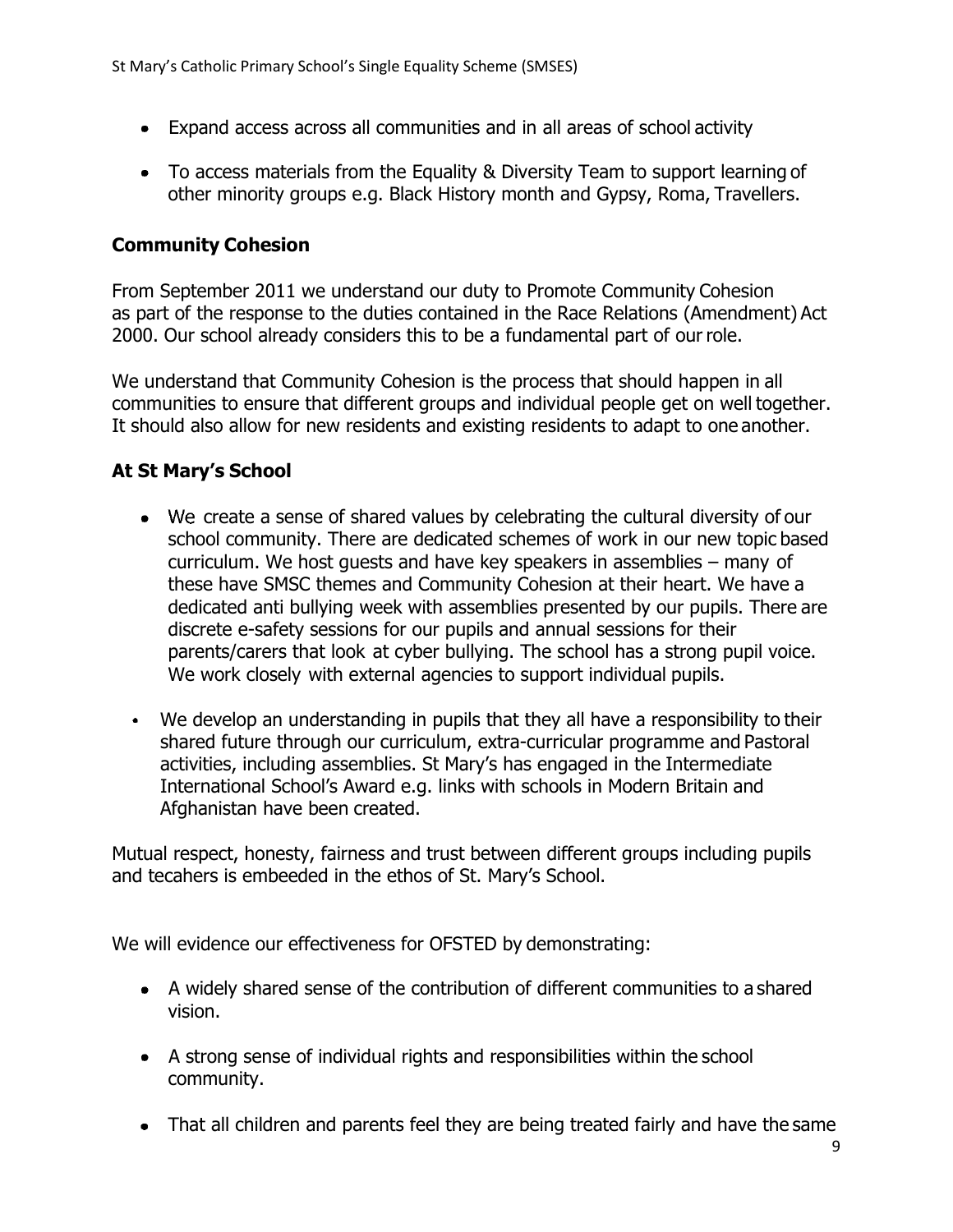- Expand access across all communities and in all areas of school activity
- To access materials from the Equality & Diversity Team to support learning of other minority groups e.g. Black History month and Gypsy, Roma, Travellers.

## Community Cohesion

From September 2011 we understand our duty to Promote Community Cohesion as part of the response to the duties contained in the Race Relations (Amendment) Act 2000. Our school already considers this to be a fundamental part of our role.

We understand that Community Cohesion is the process that should happen in all communities to ensure that different groups and individual people get on well together. It should also allow for new residents and existing residents to adapt to one another.

## At St Mary's School

- We create a sense of shared values by celebrating the cultural diversity of our school community. There are dedicated schemes of work in our new topic based curriculum. We host guests and have key speakers in assemblies – many of these have SMSC themes and Community Cohesion at their heart. We have a dedicated anti bullying week with assemblies presented by our pupils. There are discrete e-safety sessions for our pupils and annual sessions for their parents/carers that look at cyber bullying. The school has a strong pupil voice. We work closely with external agencies to support individual pupils.
- We develop an understanding in pupils that they all have a responsibility to their shared future through our curriculum, extra-curricular programme and Pastoral activities, including assemblies. St Mary's has engaged in the Intermediate International School's Award e.g. links with schools in Modern Britain and Afghanistan have been created.

Mutual respect, honesty, fairness and trust between different groups including pupils and tecahers is embeeded in the ethos of St. Mary's School.

We will evidence our effectiveness for OFSTED by demonstrating:

- A widely shared sense of the contribution of different communities to a shared vision.
- A strong sense of individual rights and responsibilities within the school community.
- That all children and parents feel they are being treated fairly and have the same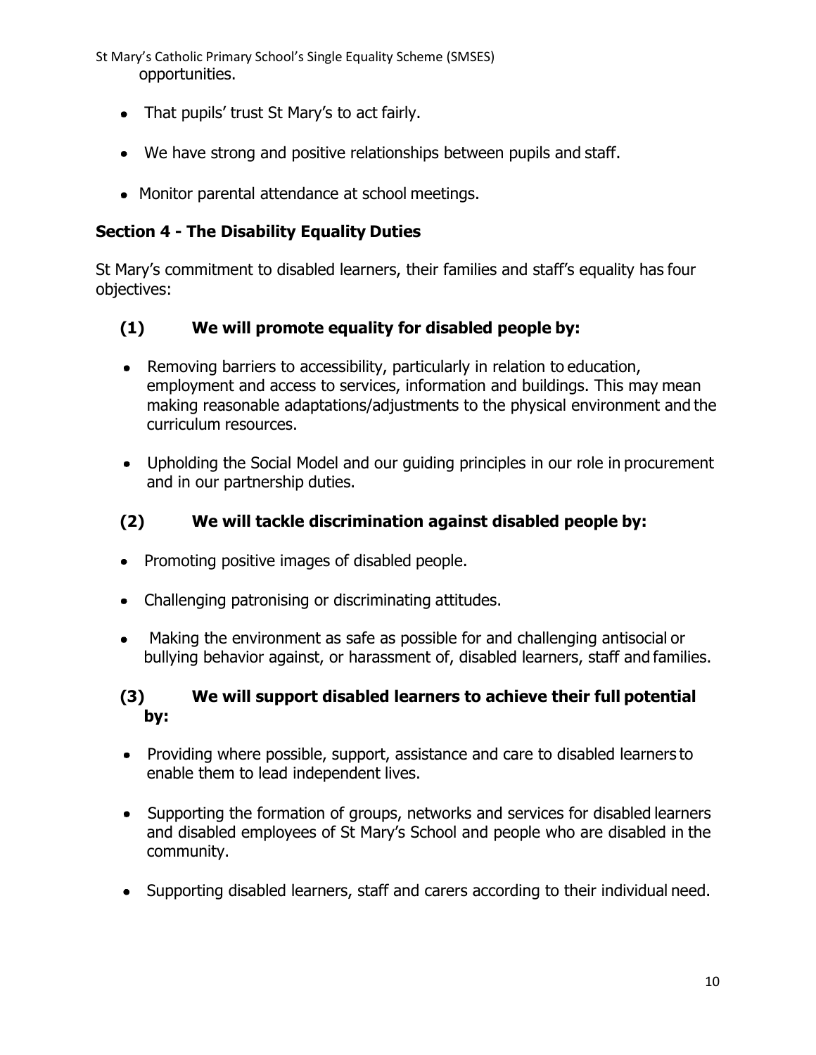opportunities.

- That pupils' trust St Mary's to act fairly.
- We have strong and positive relationships between pupils and staff.
- Monitor parental attendance at school meetings.

## Section 4 - The Disability Equality Duties

St Mary's commitment to disabled learners, their families and staff's equality has four objectives:

### (1) We will promote equality for disabled people by:

- Removing barriers to accessibility, particularly in relation to education, employment and access to services, information and buildings. This may mean making reasonable adaptations/adjustments to the physical environment and the curriculum resources.
- Upholding the Social Model and our guiding principles in our role in procurement and in our partnership duties.

### (2) We will tackle discrimination against disabled people by:

- Promoting positive images of disabled people.
- Challenging patronising or discriminating attitudes.
- Making the environment as safe as possible for and challenging antisocial or bullying behavior against, or harassment of, disabled learners, staff and families.

### (3) We will support disabled learners to achieve their full potential by:

- Providing where possible, support, assistance and care to disabled learners to enable them to lead independent lives.
- Supporting the formation of groups, networks and services for disabled learners and disabled employees of St Mary's School and people who are disabled in the community.
- Supporting disabled learners, staff and carers according to their individual need.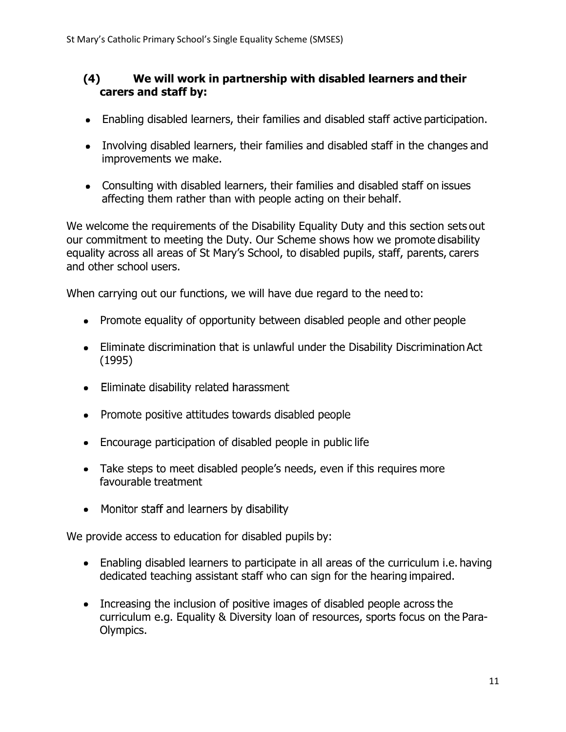### (4) We will work in partnership with disabled learners and their carers and staff by:

- Enabling disabled learners, their families and disabled staff active participation.
- Involving disabled learners, their families and disabled staff in the changes and improvements we make.
- Consulting with disabled learners, their families and disabled staff on issues affecting them rather than with people acting on their behalf.

We welcome the requirements of the Disability Equality Duty and this section sets out our commitment to meeting the Duty. Our Scheme shows how we promote disability equality across all areas of St Mary's School, to disabled pupils, staff, parents, carers and other school users.

When carrying out our functions, we will have due regard to the need to:

- Promote equality of opportunity between disabled people and other people
- Eliminate discrimination that is unlawful under the Disability Discrimination Act (1995)
- Eliminate disability related harassment
- Promote positive attitudes towards disabled people
- Encourage participation of disabled people in public life
- Take steps to meet disabled people's needs, even if this requires more favourable treatment
- Monitor staff and learners by disability

We provide access to education for disabled pupils by:

- Enabling disabled learners to participate in all areas of the curriculum i.e. having dedicated teaching assistant staff who can sign for the hearing impaired.
- Increasing the inclusion of positive images of disabled people across the curriculum e.g. Equality & Diversity loan of resources, sports focus on the Para-Olympics.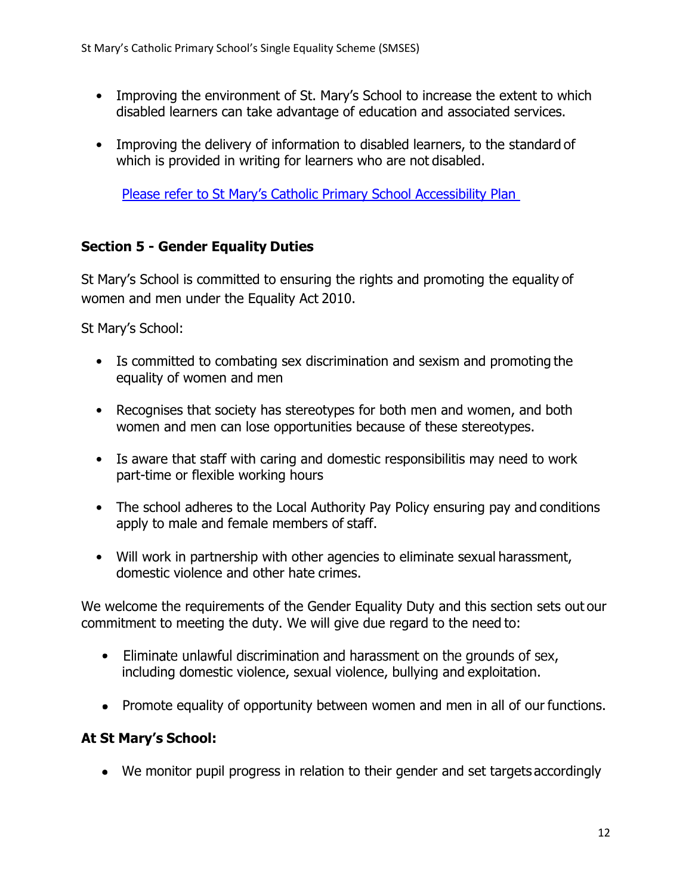- Improving the environment of St. Mary's School to increase the extent to which disabled learners can take advantage of education and associated services.

- Improving the delivery of information to disabled learners, to the standard of which is provided in writing for learners who are not disabled.

  Please refer to St Mary's Catholic Primary School Accessibility Plan

### Section 5 - Gender Equality Duties

St Mary's School is committed to ensuring the rights and promoting the equality of women and men under the Equality Act 2010.

St Mary's School:

- Is committed to combating sex discrimination and sexism and promoting the equality of women and men

- Recognises that society has stereotypes for both men and women, and both women and men can lose opportunities because of these stereotypes.

- Is aware that staff with caring and domestic responsibilitis may need to work part-time or flexible working hours

- The school adheres to the Local Authority Pay Policy ensuring pay and conditions apply to male and female members of staff.

- Will work in partnership with other agencies to eliminate sexual harassment, domestic violence and other hate crimes.

We welcome the requirements of the Gender Equality Duty and this section sets out our commitment to meeting the duty. We will give due regard to the need to:

- Eliminate unlawful discrimination and harassment on the grounds of sex, including domestic violence, sexual violence, bullying and exploitation.

- Promote equality of opportunity between women and men in all of our functions.

**At St Mary's School:**

- We monitor pupil progress in relation to their gender and set targets accordingly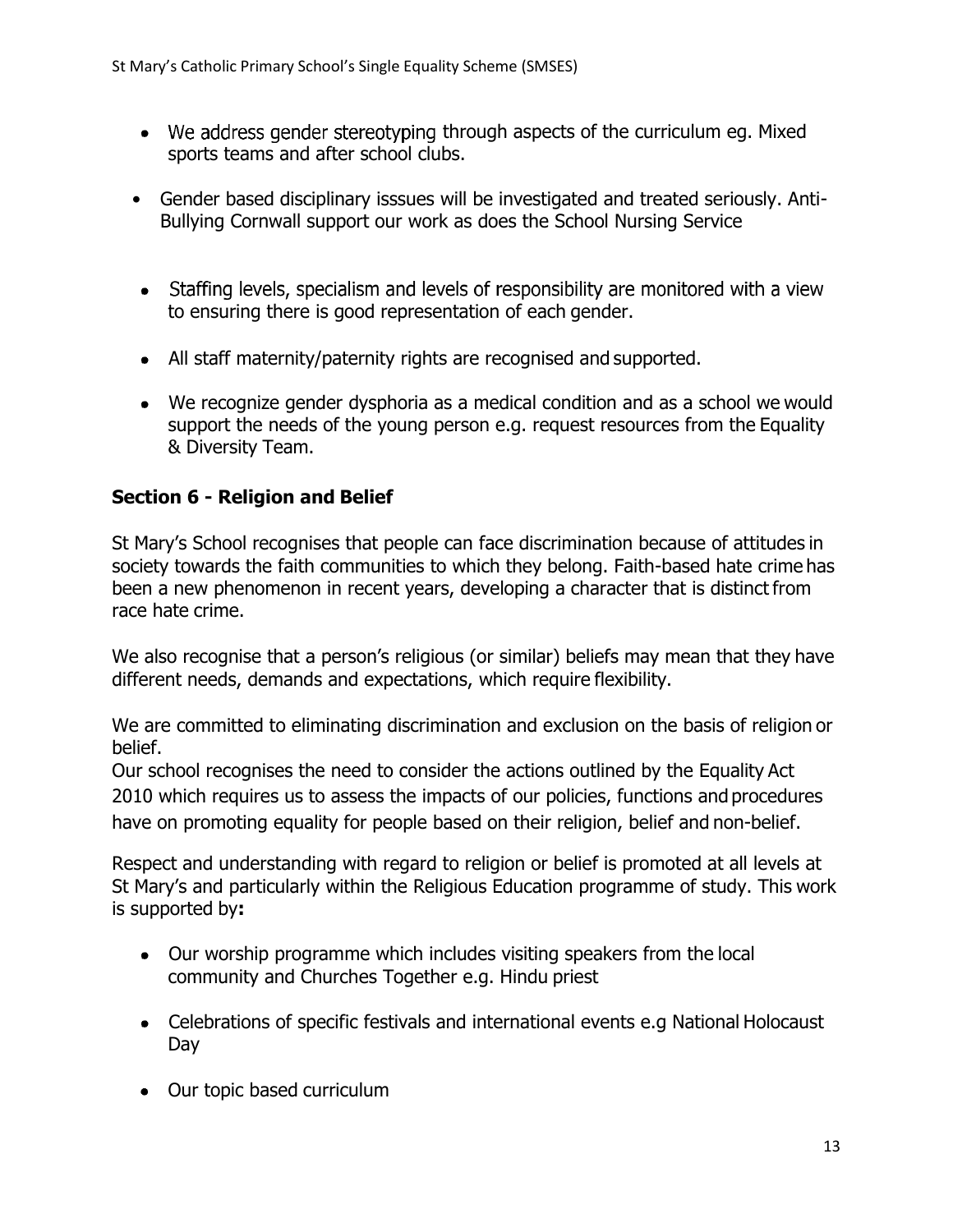- We address gender stereotyping through aspects of the curriculum eg. Mixed sports teams and after school clubs.
- Gender based disciplinary isssues will be investigated and treated seriously. Anti-Bullying Cornwall support our work as does the School Nursing Service
- Staffing levels, specialism and levels of responsibility are monitored with a view to ensuring there is good representation of each gender.
- All staff maternity/paternity rights are recognised and supported.
- We recognize gender dysphoria as a medical condition and as a school we would support the needs of the young person e.g. request resources from the Equality & Diversity Team.

## Section 6 - Religion and Belief

St Mary's School recognises that people can face discrimination because of attitudes in society towards the faith communities to which they belong. Faith-based hate crime has been a new phenomenon in recent years, developing a character that is distinct from race hate crime.

We also recognise that a person's religious (or similar) beliefs may mean that they have different needs, demands and expectations, which require flexibility.

We are committed to eliminating discrimination and exclusion on the basis of religion or belief.
Our school recognises the need to consider the actions outlined by the Equality Act 2010 which requires us to assess the impacts of our policies, functions and procedures have on promoting equality for people based on their religion, belief and non-belief.

Respect and understanding with regard to religion or belief is promoted at all levels at St Mary's and particularly within the Religious Education programme of study. This work is supported by**:**

- Our worship programme which includes visiting speakers from the local community and Churches Together e.g. Hindu priest
- Celebrations of specific festivals and international events e.g National Holocaust Day
- Our topic based curriculum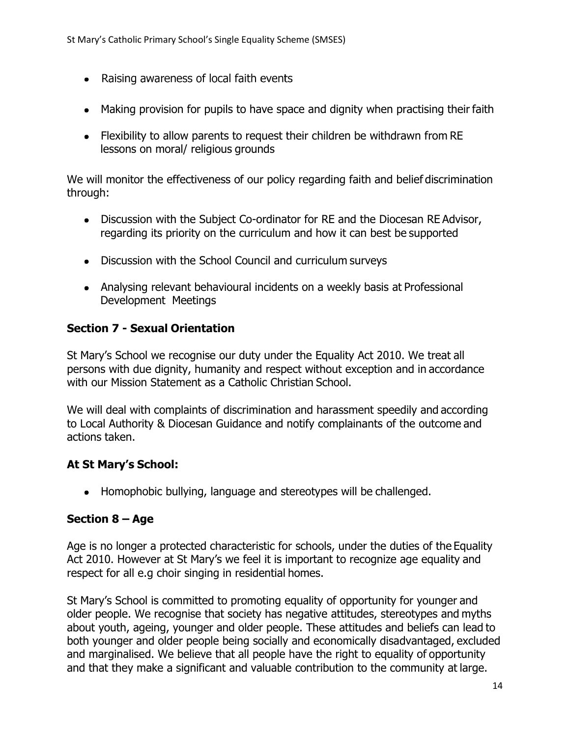- Raising awareness of local faith events
- Making provision for pupils to have space and dignity when practising their faith
- Flexibility to allow parents to request their children be withdrawn from RE lessons on moral/ religious grounds

We will monitor the effectiveness of our policy regarding faith and belief discrimination through:

- Discussion with the Subject Co-ordinator for RE and the Diocesan RE Advisor, regarding its priority on the curriculum and how it can best be supported
- Discussion with the School Council and curriculum surveys
- Analysing relevant behavioural incidents on a weekly basis at Professional Development Meetings

## Section 7 - Sexual Orientation

St Mary's School we recognise our duty under the Equality Act 2010. We treat all persons with due dignity, humanity and respect without exception and in accordance with our Mission Statement as a Catholic Christian School.

We will deal with complaints of discrimination and harassment speedily and according to Local Authority & Diocesan Guidance and notify complainants of the outcome and actions taken.

### At St Mary's School:

- Homophobic bullying, language and stereotypes will be challenged.

## Section 8 – Age

Age is no longer a protected characteristic for schools, under the duties of the Equality Act 2010. However at St Mary's we feel it is important to recognize age equality and respect for all e.g choir singing in residential homes.

St Mary's School is committed to promoting equality of opportunity for younger and older people. We recognise that society has negative attitudes, stereotypes and myths about youth, ageing, younger and older people. These attitudes and beliefs can lead to both younger and older people being socially and economically disadvantaged, excluded and marginalised. We believe that all people have the right to equality of opportunity and that they make a significant and valuable contribution to the community at large.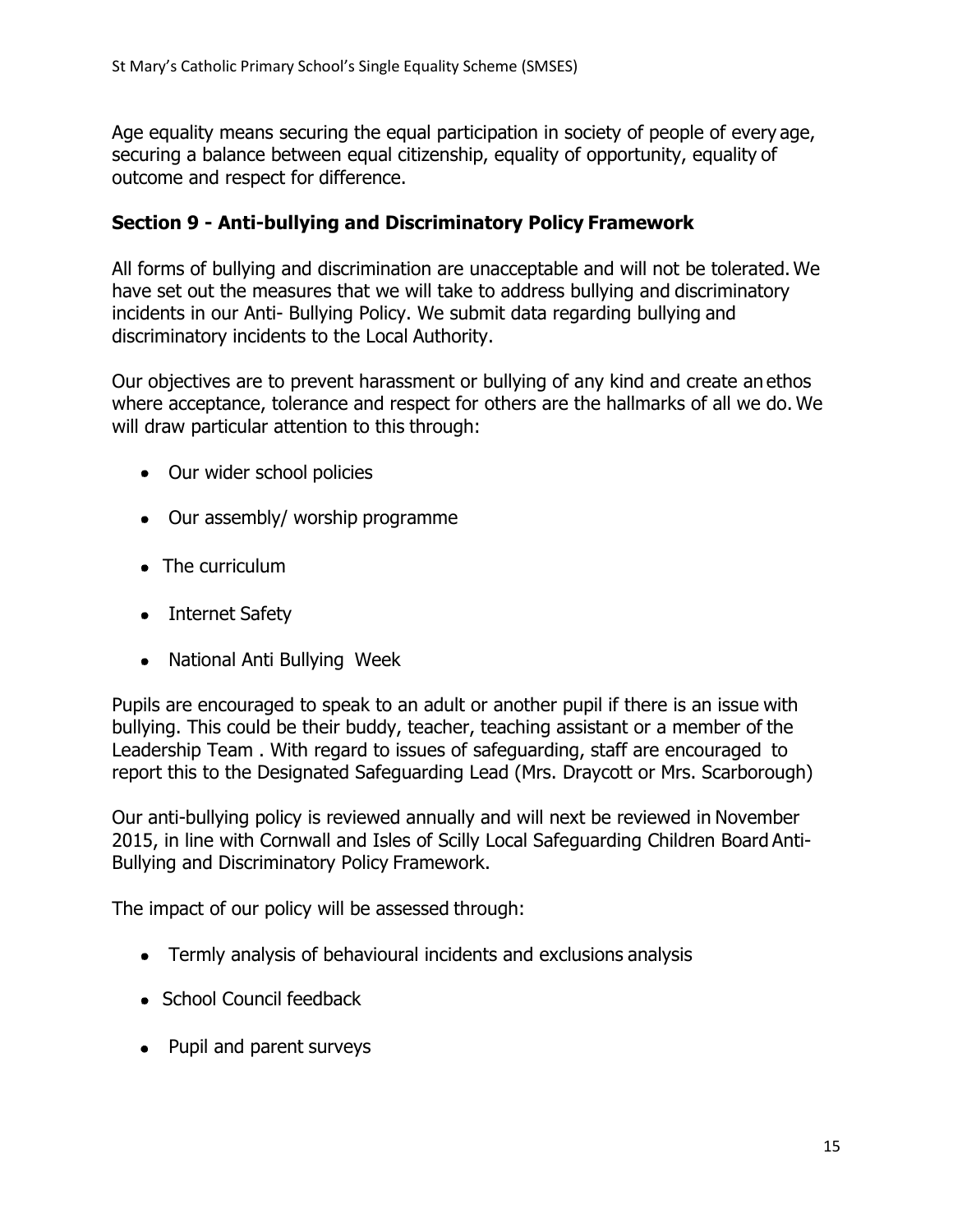Age equality means securing the equal participation in society of people of every age, securing a balance between equal citizenship, equality of opportunity, equality of outcome and respect for difference.

## Section 9 - Anti-bullying and Discriminatory Policy Framework

All forms of bullying and discrimination are unacceptable and will not be tolerated. We have set out the measures that we will take to address bullying and discriminatory incidents in our Anti- Bullying Policy. We submit data regarding bullying and discriminatory incidents to the Local Authority.

Our objectives are to prevent harassment or bullying of any kind and create an ethos where acceptance, tolerance and respect for others are the hallmarks of all we do. We will draw particular attention to this through:

- Our wider school policies
- Our assembly/ worship programme
- The curriculum
- Internet Safety
- National Anti Bullying Week

Pupils are encouraged to speak to an adult or another pupil if there is an issue with bullying. This could be their buddy, teacher, teaching assistant or a member of the Leadership Team . With regard to issues of safeguarding, staff are encouraged to report this to the Designated Safeguarding Lead (Mrs. Draycott or Mrs. Scarborough)

Our anti-bullying policy is reviewed annually and will next be reviewed in November 2015, in line with Cornwall and Isles of Scilly Local Safeguarding Children Board Anti-Bullying and Discriminatory Policy Framework.

The impact of our policy will be assessed through:

- Termly analysis of behavioural incidents and exclusions analysis
- School Council feedback
- Pupil and parent surveys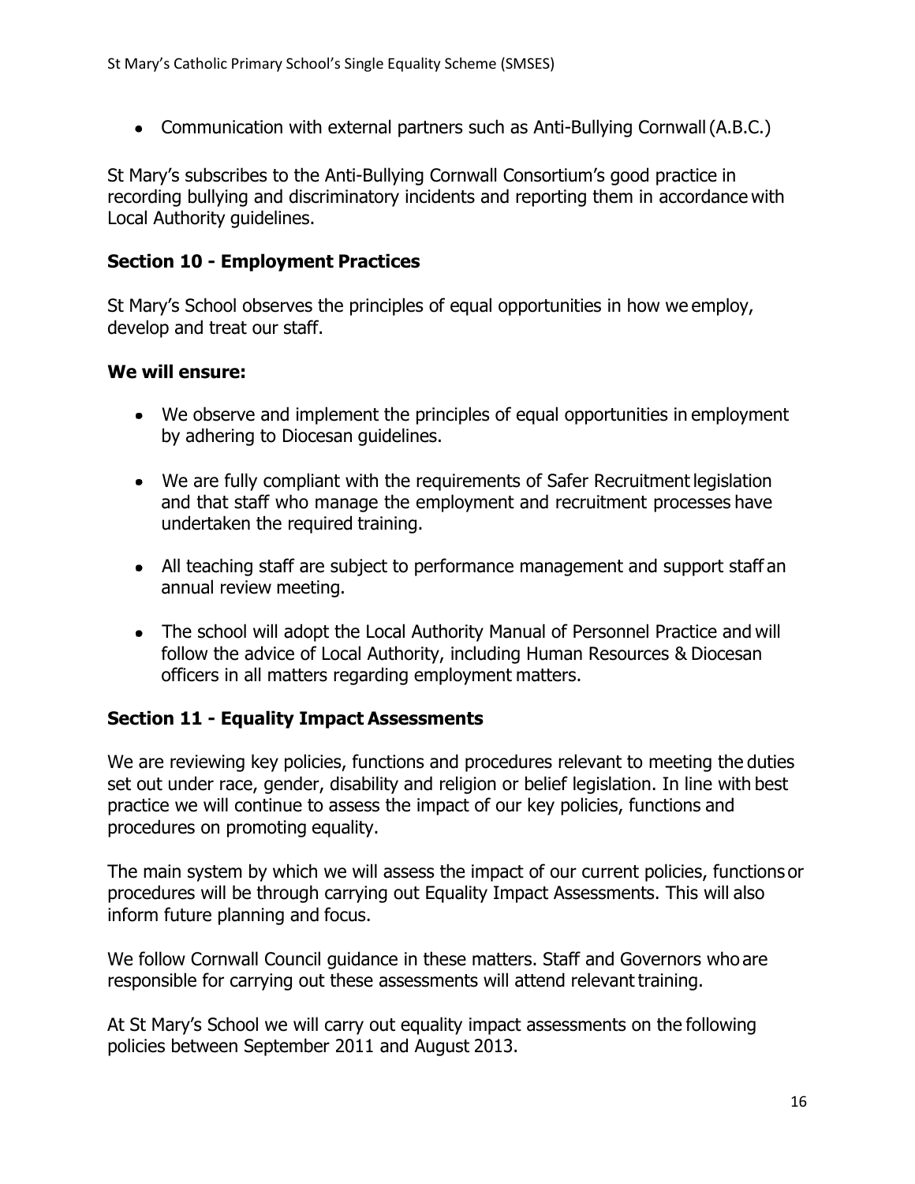- Communication with external partners such as Anti-Bullying Cornwall (A.B.C.)

St Mary's subscribes to the Anti-Bullying Cornwall Consortium's good practice in recording bullying and discriminatory incidents and reporting them in accordance with Local Authority guidelines.

## Section 10 - Employment Practices

St Mary's School observes the principles of equal opportunities in how we employ, develop and treat our staff.

**We will ensure:**

- We observe and implement the principles of equal opportunities in employment by adhering to Diocesan guidelines.
- We are fully compliant with the requirements of Safer Recruitment legislation and that staff who manage the employment and recruitment processes have undertaken the required training.
- All teaching staff are subject to performance management and support staff an annual review meeting.
- The school will adopt the Local Authority Manual of Personnel Practice and will follow the advice of Local Authority, including Human Resources & Diocesan officers in all matters regarding employment matters.

## Section 11 - Equality Impact Assessments

We are reviewing key policies, functions and procedures relevant to meeting the duties set out under race, gender, disability and religion or belief legislation. In line with best practice we will continue to assess the impact of our key policies, functions and procedures on promoting equality.

The main system by which we will assess the impact of our current policies, functions or procedures will be through carrying out Equality Impact Assessments. This will also inform future planning and focus.

We follow Cornwall Council guidance in these matters. Staff and Governors who are responsible for carrying out these assessments will attend relevant training.

At St Mary's School we will carry out equality impact assessments on the following policies between September 2011 and August 2013.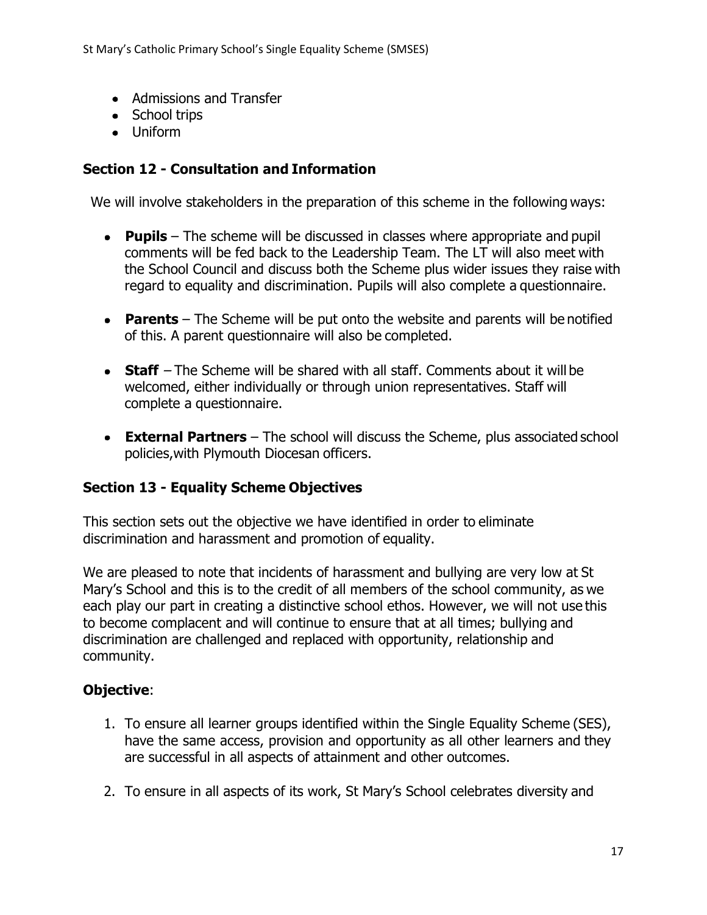- Admissions and Transfer
- School trips
- Uniform

## Section 12 - Consultation and Information

We will involve stakeholders in the preparation of this scheme in the following ways:

- **Pupils** – The scheme will be discussed in classes where appropriate and pupil comments will be fed back to the Leadership Team. The LT will also meet with the School Council and discuss both the Scheme plus wider issues they raise with regard to equality and discrimination. Pupils will also complete a questionnaire.

- **Parents** – The Scheme will be put onto the website and parents will be notified of this. A parent questionnaire will also be completed.

- **Staff** – The Scheme will be shared with all staff. Comments about it will be welcomed, either individually or through union representatives. Staff will complete a questionnaire.

- **External Partners** – The school will discuss the Scheme, plus associated school policies,with Plymouth Diocesan officers.

## Section 13 - Equality Scheme Objectives

This section sets out the objective we have identified in order to eliminate discrimination and harassment and promotion of equality.

We are pleased to note that incidents of harassment and bullying are very low at St Mary's School and this is to the credit of all members of the school community, as we each play our part in creating a distinctive school ethos. However, we will not use this to become complacent and will continue to ensure that at all times; bullying and discrimination are challenged and replaced with opportunity, relationship and community.

### Objective:

1. To ensure all learner groups identified within the Single Equality Scheme (SES), have the same access, provision and opportunity as all other learners and they are successful in all aspects of attainment and other outcomes.

2. To ensure in all aspects of its work, St Mary's School celebrates diversity and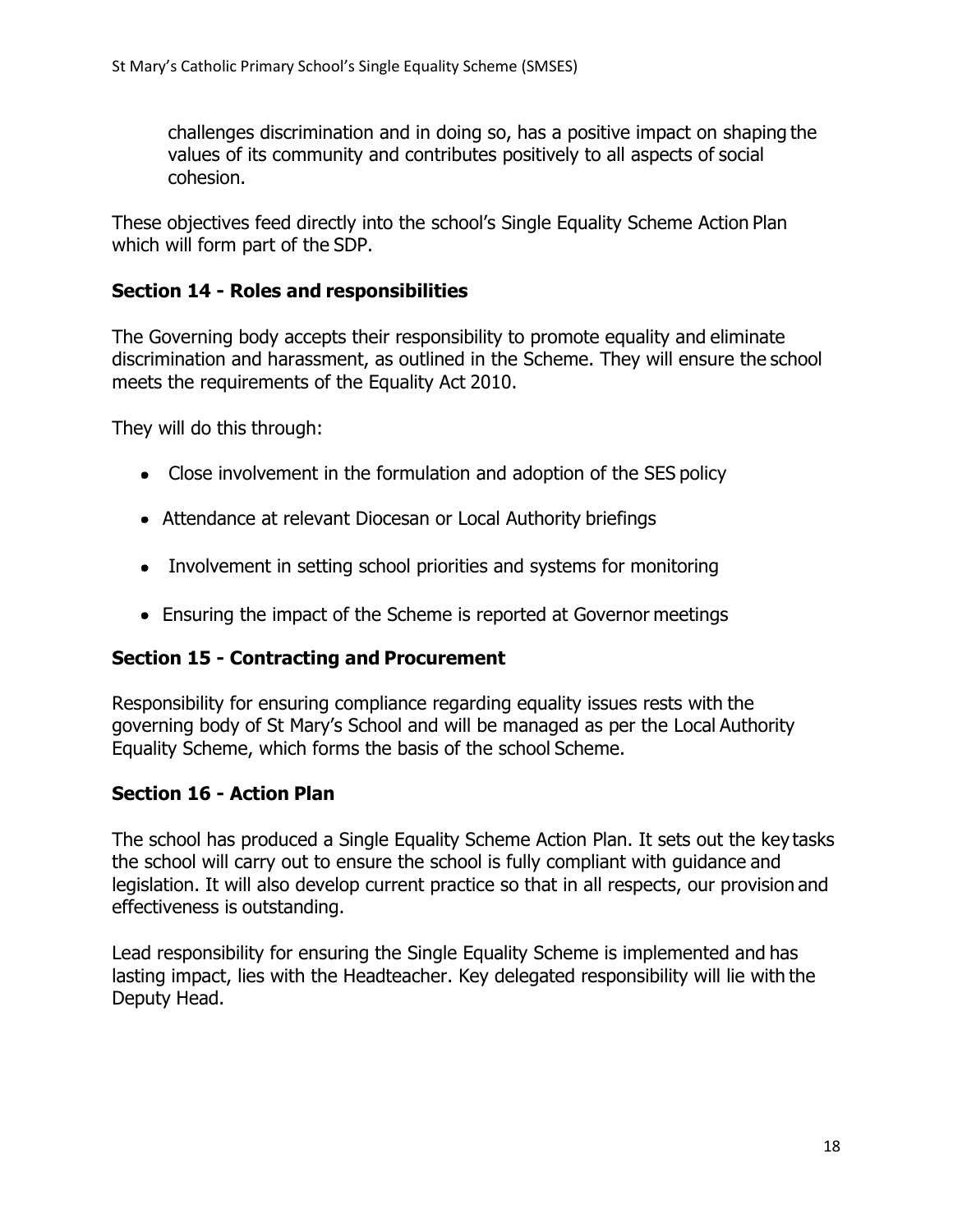challenges discrimination and in doing so, has a positive impact on shaping the values of its community and contributes positively to all aspects of social cohesion.

These objectives feed directly into the school's Single Equality Scheme Action Plan which will form part of the SDP.

## Section 14 - Roles and responsibilities

The Governing body accepts their responsibility to promote equality and eliminate discrimination and harassment, as outlined in the Scheme. They will ensure the school meets the requirements of the Equality Act 2010.

They will do this through:

- Close involvement in the formulation and adoption of the SES policy
- Attendance at relevant Diocesan or Local Authority briefings
- Involvement in setting school priorities and systems for monitoring
- Ensuring the impact of the Scheme is reported at Governor meetings

## Section 15 - Contracting and Procurement

Responsibility for ensuring compliance regarding equality issues rests with the governing body of St Mary's School and will be managed as per the Local Authority Equality Scheme, which forms the basis of the school Scheme.

## Section 16 - Action Plan

The school has produced a Single Equality Scheme Action Plan. It sets out the key tasks the school will carry out to ensure the school is fully compliant with guidance and legislation. It will also develop current practice so that in all respects, our provision and effectiveness is outstanding.

Lead responsibility for ensuring the Single Equality Scheme is implemented and has lasting impact, lies with the Headteacher. Key delegated responsibility will lie with the Deputy Head.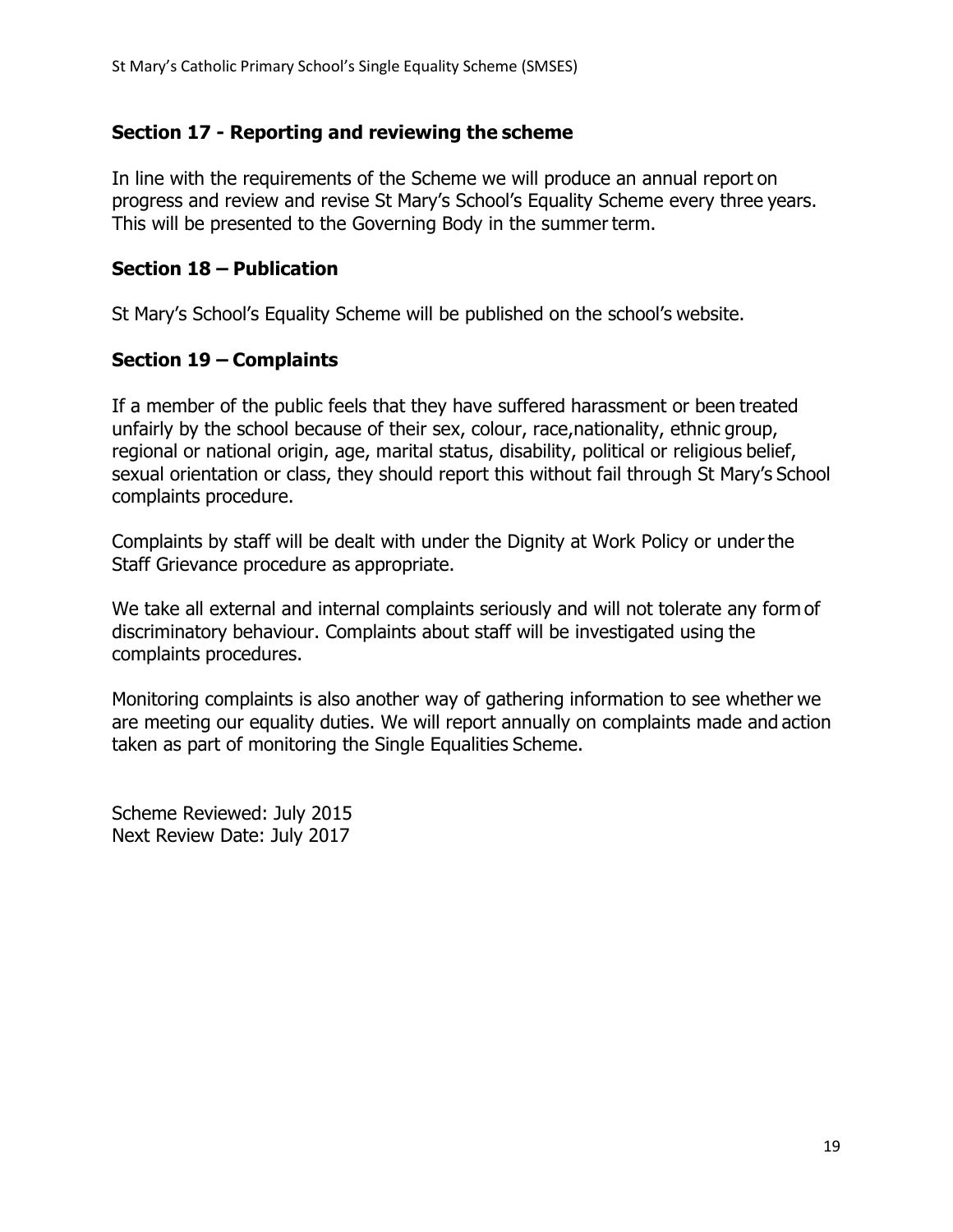## Section 17 - Reporting and reviewing the scheme

In line with the requirements of the Scheme we will produce an annual report on progress and review and revise St Mary's School's Equality Scheme every three years. This will be presented to the Governing Body in the summer term.

## Section 18 – Publication

St Mary's School's Equality Scheme will be published on the school's website.

## Section 19 – Complaints

If a member of the public feels that they have suffered harassment or been treated unfairly by the school because of their sex, colour, race,nationality, ethnic group, regional or national origin, age, marital status, disability, political or religious belief, sexual orientation or class, they should report this without fail through St Mary's School complaints procedure.

Complaints by staff will be dealt with under the Dignity at Work Policy or under the Staff Grievance procedure as appropriate.

We take all external and internal complaints seriously and will not tolerate any form of discriminatory behaviour. Complaints about staff will be investigated using the complaints procedures.

Monitoring complaints is also another way of gathering information to see whether we are meeting our equality duties. We will report annually on complaints made and action taken as part of monitoring the Single Equalities Scheme.

Scheme Reviewed: July 2015
Next Review Date: July 2017